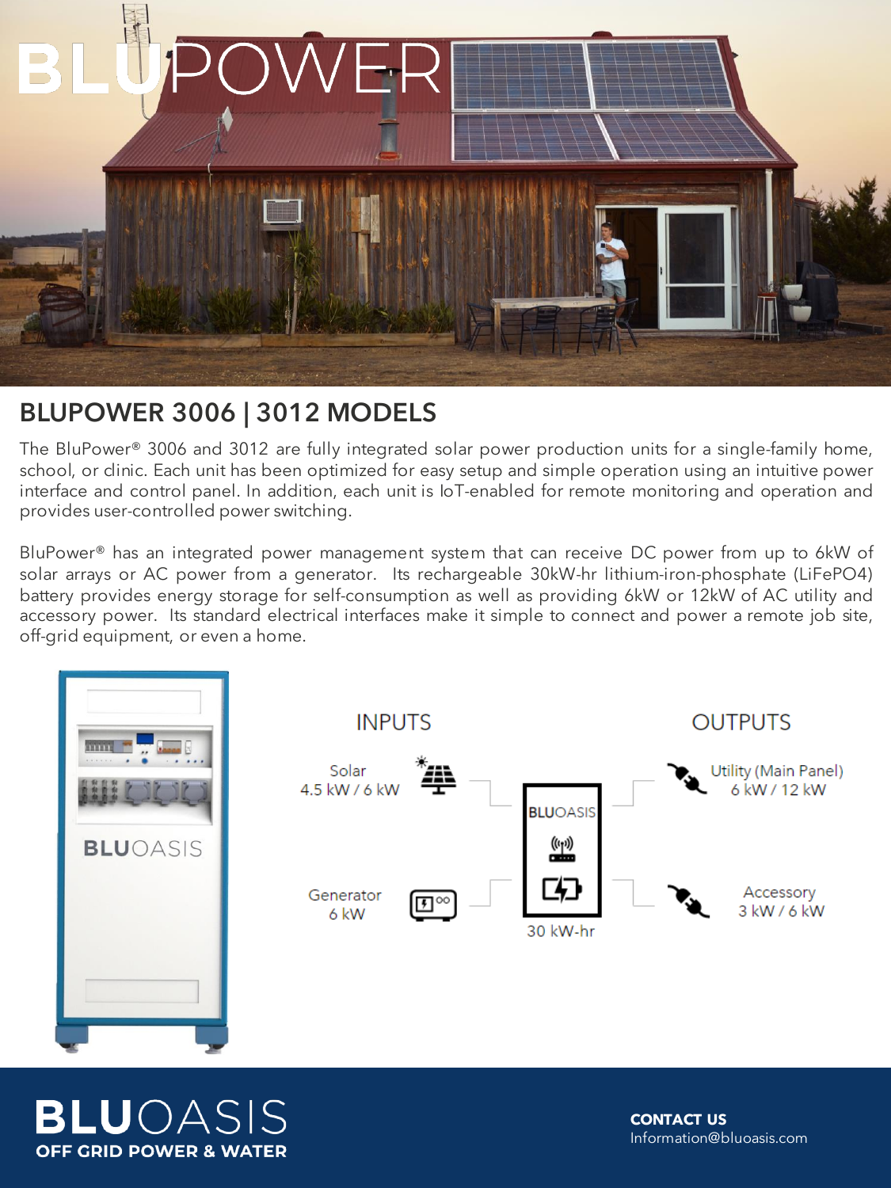# BLUPOWER

## BLUPOWER 3006 | 3012 MODELS

The BluPower® 3006 and 3012 are fully integrated solar power production units for a single-family home, school, or clinic. Each unit has been optimized for easy setup and simple operation using an intuitive power interface and control panel. In addition, each unit is IoT-enabled for remote monitoring and operation and provides user-controlled power switching.

BluPower® has an integrated power management system that can receive DC power from up to 6kW of solar arrays or AC power from a generator. Its rechargeable 30kW-hr lithium-iron-phosphate (LiFePO4) battery provides energy storage for self-consumption as well as providing 6kW or 12kW of AC utility and accessory power. Its standard electrical interfaces make it simple to connect and power a remote job site, off-grid equipment, or even a home.

BLUOASIS

| INPUTS | | OUTPUTS |
|---|---|---|
| Solar 4.5 kW / 6 kW | BLUOASIS 30 kW-hr | Utility (Main Panel) 6 kW / 12 kW |
| Generator 6 kW | | Accessory 3 kW / 6 kW |

**BLUOASIS**
**OFF GRID POWER & WATER**

**CONTACT US**
Information@bluoasis.com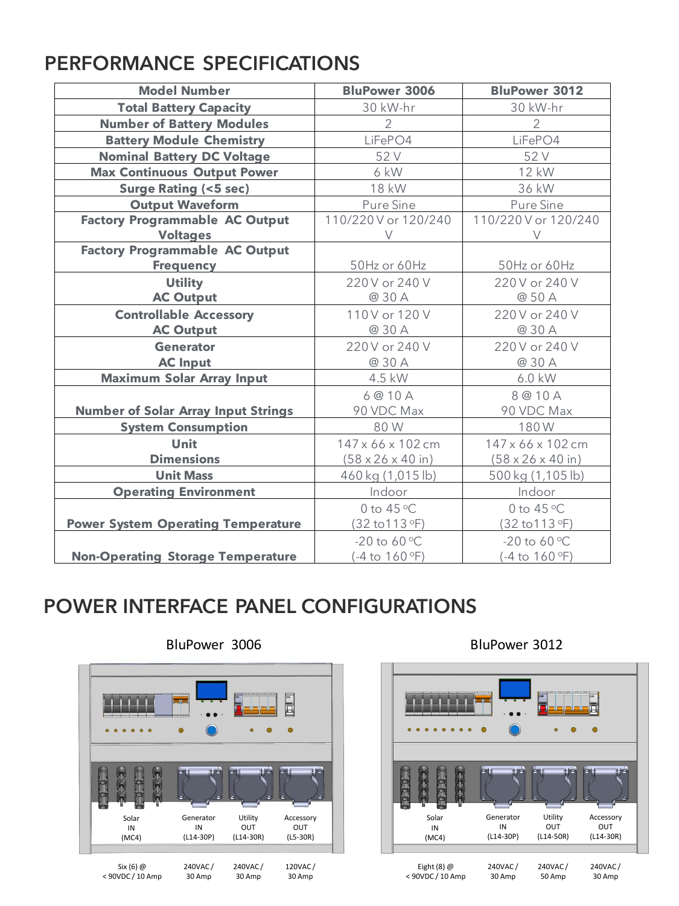# PERFORMANCE SPECIFICATIONS

| Model Number | BluPower 3006 | BluPower 3012 |
|---|---|---|
| Total Battery Capacity | 30 kW-hr | 30 kW-hr |
| Number of Battery Modules | 2 | 2 |
| Battery Module Chemistry | LiFePO4 | LiFePO4 |
| Nominal Battery DC Voltage | 52 V | 52 V |
| Max Continuous Output Power | 6 kW | 12 kW |
| Surge Rating (<5 sec) | 18 kW | 36 kW |
| Output Waveform | Pure Sine | Pure Sine |
| Factory Programmable AC Output Voltages | 110/220 V or 120/240 V | 110/220 V or 120/240 V |
| Factory Programmable AC Output Frequency | 50Hz or 60Hz | 50Hz or 60Hz |
| Utility AC Output | 220 V or 240 V @ 30 A | 220 V or 240 V @ 50 A |
| Controllable Accessory AC Output | 110 V or 120 V @ 30 A | 220 V or 240 V @ 30 A |
| Generator AC Input | 220 V or 240 V @ 30 A | 220 V or 240 V @ 30 A |
| Maximum Solar Array Input | 4.5 kW | 6.0 kW |
| Number of Solar Array Input Strings | 6 @ 10 A 90 VDC Max | 8 @ 10 A 90 VDC Max |
| System Consumption | 80 W | 180 W |
| Unit Dimensions | 147 x 66 x 102 cm (58 x 26 x 40 in) | 147 x 66 x 102 cm (58 x 26 x 40 in) |
| Unit Mass | 460 kg (1,015 lb) | 500 kg (1,105 lb) |
| Operating Environment | Indoor | Indoor |
| Power System Operating Temperature | 0 to 45 ºC (32 to113 ºF) | 0 to 45 ºC (32 to113 ºF) |
| Non-Operating Storage Temperature | -20 to 60 ºC (-4 to 160 ºF) | -20 to 60 ºC (-4 to 160 ºF) |

# POWER INTERFACE PANEL CONFIGURATIONS

BluPower 3006

Solar IN (MC4) — Six (6) @ < 90VDC / 10 Amp

Generator IN (L14-30P) — 240VAC / 30 Amp

Utility OUT (L14-30R) — 240VAC / 30 Amp

Accessory OUT (L5-30R) — 120VAC / 30 Amp

BluPower 3012

Solar IN (MC4) — Eight (8) @ < 90VDC / 10 Amp

Generator IN (L14-30P) — 240VAC / 30 Amp

Utility OUT (L14-50R) — 240VAC / 50 Amp

Accessory OUT (L14-30R) — 240VAC / 30 Amp